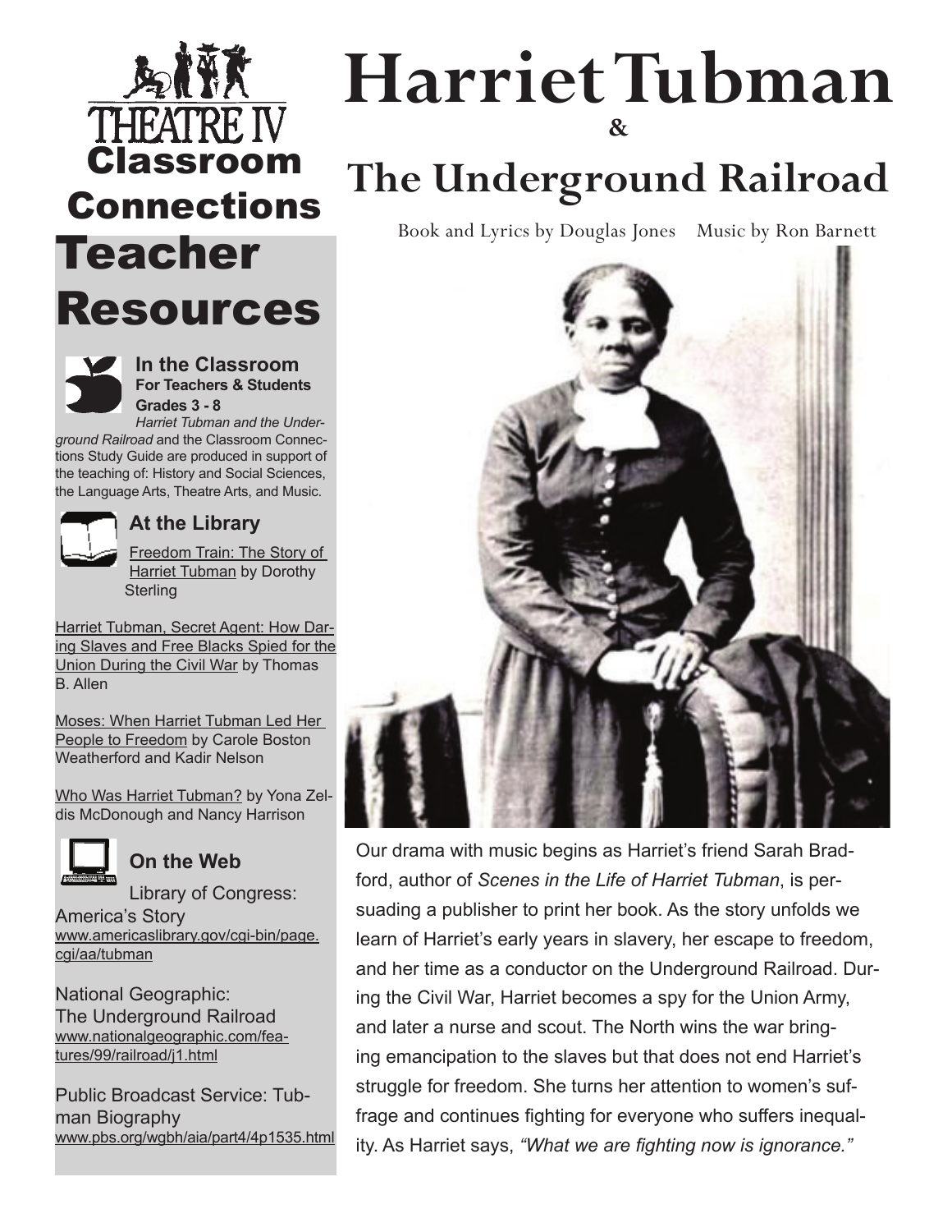THEATRE IV

Classroom Connections

# Harriet Tubman & The Underground Railroad

Book and Lyrics by Douglas Jones    Music by Ron Barnett

# Teacher Resources

### In the Classroom

**For Teachers & Students**

**Grades 3 - 8**

*Harriet Tubman and the Underground Railroad* and the Classroom Connections Study Guide are produced in support of the teaching of: History and Social Sciences, the Language Arts, Theatre Arts, and Music.

### At the Library

Freedom Train: The Story of Harriet Tubman by Dorothy Sterling

Harriet Tubman, Secret Agent: How Daring Slaves and Free Blacks Spied for the Union During the Civil War by Thomas B. Allen

Moses: When Harriet Tubman Led Her People to Freedom by Carole Boston Weatherford and Kadir Nelson

Who Was Harriet Tubman? by Yona Zeldis McDonough and Nancy Harrison

### On the Web

Library of Congress: America's Story
www.americaslibrary.gov/cgi-bin/page.cgi/aa/tubman

National Geographic: The Underground Railroad
www.nationalgeographic.com/features/99/railroad/j1.html

Public Broadcast Service: Tubman Biography
www.pbs.org/wgbh/aia/part4/4p1535.html

Our drama with music begins as Harriet's friend Sarah Bradford, author of *Scenes in the Life of Harriet Tubman*, is persuading a publisher to print her book. As the story unfolds we learn of Harriet's early years in slavery, her escape to freedom, and her time as a conductor on the Underground Railroad. During the Civil War, Harriet becomes a spy for the Union Army, and later a nurse and scout. The North wins the war bringing emancipation to the slaves but that does not end Harriet's struggle for freedom. She turns her attention to women's suffrage and continues fighting for everyone who suffers inequality. As Harriet says, *"What we are fighting now is ignorance."*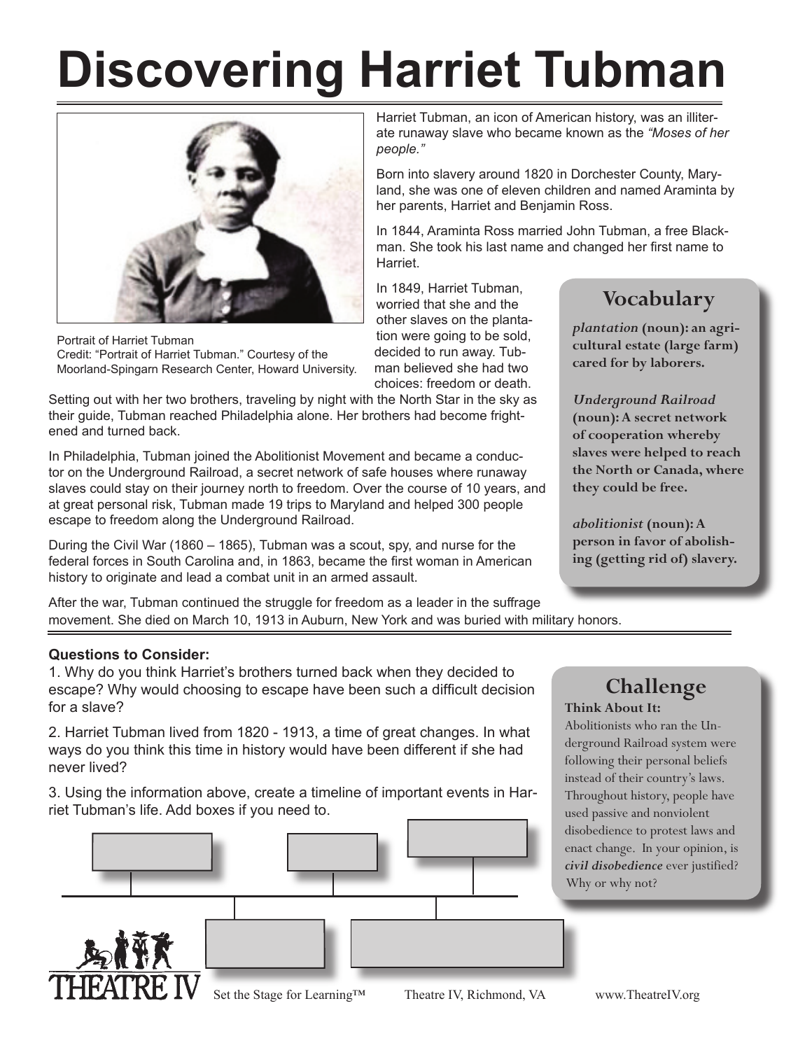# Discovering Harriet Tubman

Portrait of Harriet Tubman
Credit: "Portrait of Harriet Tubman." Courtesy of the Moorland-Spingarn Research Center, Howard University.

Harriet Tubman, an icon of American history, was an illiterate runaway slave who became known as the *"Moses of her people."*

Born into slavery around 1820 in Dorchester County, Maryland, she was one of eleven children and named Araminta by her parents, Harriet and Benjamin Ross.

In 1844, Araminta Ross married John Tubman, a free Blackman. She took his last name and changed her first name to Harriet.

In 1849, Harriet Tubman, worried that she and the other slaves on the plantation were going to be sold, decided to run away. Tubman believed she had two choices: freedom or death. Setting out with her two brothers, traveling by night with the North Star in the sky as their guide, Tubman reached Philadelphia alone. Her brothers had become frightened and turned back.

In Philadelphia, Tubman joined the Abolitionist Movement and became a conductor on the Underground Railroad, a secret network of safe houses where runaway slaves could stay on their journey north to freedom. Over the course of 10 years, and at great personal risk, Tubman made 19 trips to Maryland and helped 300 people escape to freedom along the Underground Railroad.

During the Civil War (1860 – 1865), Tubman was a scout, spy, and nurse for the federal forces in South Carolina and, in 1863, became the first woman in American history to originate and lead a combat unit in an armed assault.

After the war, Tubman continued the struggle for freedom as a leader in the suffrage movement. She died on March 10, 1913 in Auburn, New York and was buried with military honors.

## Vocabulary

***plantation*** **(noun): an agricultural estate (large farm) cared for by laborers.**

***Underground Railroad*** **(noun): A secret network of cooperation whereby slaves were helped to reach the North or Canada, where they could be free.**

***abolitionist*** **(noun): A person in favor of abolishing (getting rid of) slavery.**

**Questions to Consider:**

1. Why do you think Harriet's brothers turned back when they decided to escape? Why would choosing to escape have been such a difficult decision for a slave?

2. Harriet Tubman lived from 1820 - 1913, a time of great changes. In what ways do you think this time in history would have been different if she had never lived?

3. Using the information above, create a timeline of important events in Harriet Tubman's life. Add boxes if you need to.

## Challenge

**Think About It:**

Abolitionists who ran the Underground Railroad system were following their personal beliefs instead of their country's laws. Throughout history, people have used passive and nonviolent disobedience to protest laws and enact change. In your opinion, is ***civil disobedience*** ever justified? Why or why not?

THEATRE IV Set the Stage for Learning™ Theatre IV, Richmond, VA www.TheatreIV.org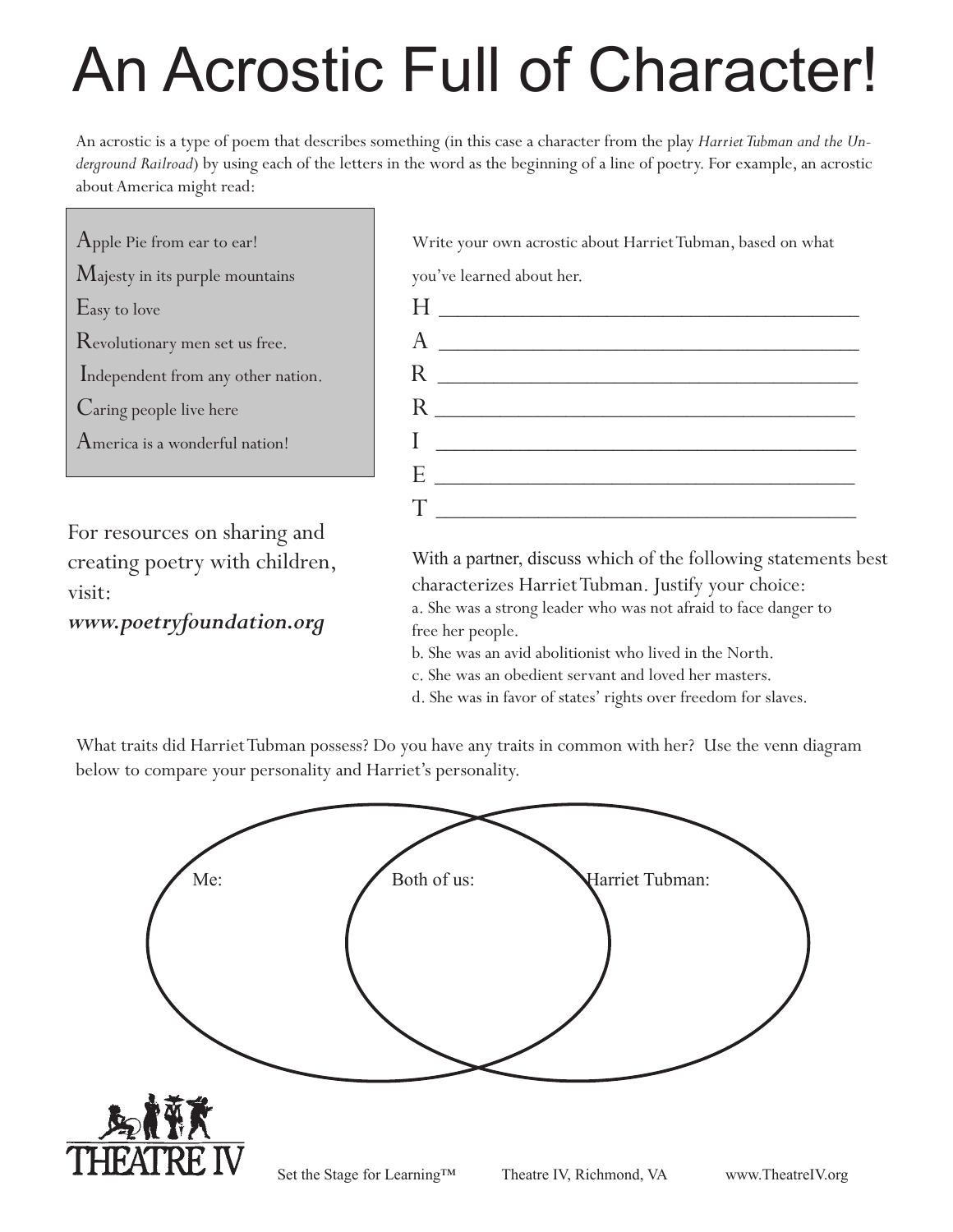# An Acrostic Full of Character!

An acrostic is a type of poem that describes something (in this case a character from the play *Harriet Tubman and the Underground Railroad*) by using each of the letters in the word as the beginning of a line of poetry. For example, an acrostic about America might read:

Apple Pie from ear to ear!
Majesty in its purple mountains
Easy to love
Revolutionary men set us free.
Independent from any other nation.
Caring people live here
America is a wonderful nation!

For resources on sharing and creating poetry with children, visit:
***www.poetryfoundation.org***

Write your own acrostic about Harriet Tubman, based on what you've learned about her.

H ________________________________________
A ________________________________________
R ________________________________________
R ________________________________________
I ________________________________________
E ________________________________________
T ________________________________________

With a partner, discuss which of the following statements best characterizes Harriet Tubman. Justify your choice:

a. She was a strong leader who was not afraid to face danger to free her people.
b. She was an avid abolitionist who lived in the North.
c. She was an obedient servant and loved her masters.
d. She was in favor of states' rights over freedom for slaves.

What traits did Harriet Tubman possess? Do you have any traits in common with her? Use the venn diagram below to compare your personality and Harriet's personality.

Me: | Both of us: | Harriet Tubman:

THEATRE IV

Set the Stage for Learning™ Theatre IV, Richmond, VA www.TheatreIV.org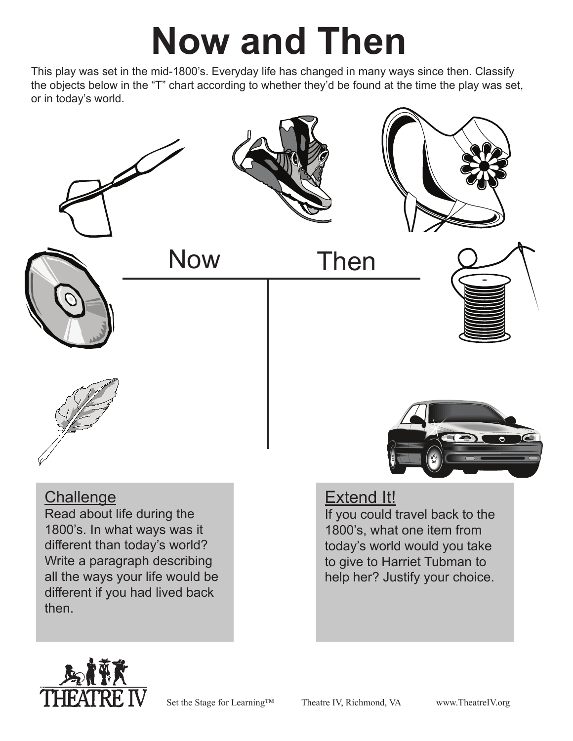# Now and Then

This play was set in the mid-1800's. Everyday life has changed in many ways since then. Classify the objects below in the "T" chart according to whether they'd be found at the time the play was set, or in today's world.

| Now | Then |
| --- | --- |
| | |

## Challenge

Read about life during the 1800's. In what ways was it different than today's world? Write a paragraph describing all the ways your life would be different if you had lived back then.

## Extend It!

If you could travel back to the 1800's, what one item from today's world would you take to give to Harriet Tubman to help her? Justify your choice.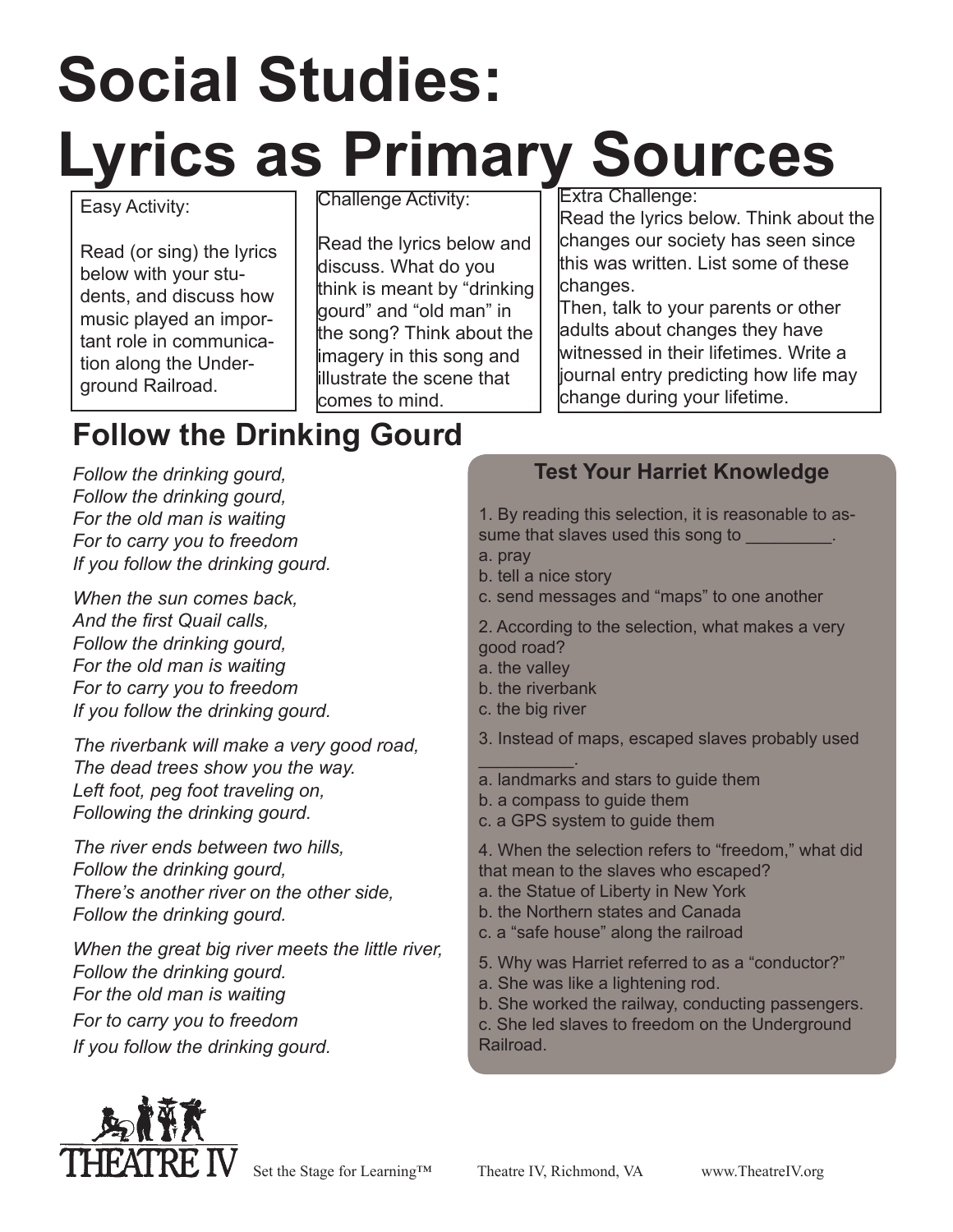# Social Studies: Lyrics as Primary Sources

**Easy Activity:**

Read (or sing) the lyrics below with your students, and discuss how music played an important role in communication along the Underground Railroad.

**Challenge Activity:**

Read the lyrics below and discuss. What do you think is meant by "drinking gourd" and "old man" in the song? Think about the imagery in this song and illustrate the scene that comes to mind.

**Extra Challenge:**

Read the lyrics below. Think about the changes our society has seen since this was written. List some of these changes.
Then, talk to your parents or other adults about changes they have witnessed in their lifetimes. Write a journal entry predicting how life may change during your lifetime.

## Follow the Drinking Gourd

*Follow the drinking gourd,*
*Follow the drinking gourd,*
*For the old man is waiting*
*For to carry you to freedom*
*If you follow the drinking gourd.*

*When the sun comes back,*
*And the first Quail calls,*
*Follow the drinking gourd,*
*For the old man is waiting*
*For to carry you to freedom*
*If you follow the drinking gourd.*

*The riverbank will make a very good road,*
*The dead trees show you the way.*
*Left foot, peg foot traveling on,*
*Following the drinking gourd.*

*The river ends between two hills,*
*Follow the drinking gourd,*
*There's another river on the other side,*
*Follow the drinking gourd.*

*When the great big river meets the little river,*
*Follow the drinking gourd.*
*For the old man is waiting*
*For to carry you to freedom*
*If you follow the drinking gourd.*

### Test Your Harriet Knowledge

1. By reading this selection, it is reasonable to assume that slaves used this song to _________.
a. pray
b. tell a nice story
c. send messages and "maps" to one another

2. According to the selection, what makes a very good road?
a. the valley
b. the riverbank
c. the big river

3. Instead of maps, escaped slaves probably used __________.
a. landmarks and stars to guide them
b. a compass to guide them
c. a GPS system to guide them

4. When the selection refers to "freedom," what did that mean to the slaves who escaped?
a. the Statue of Liberty in New York
b. the Northern states and Canada
c. a "safe house" along the railroad

5. Why was Harriet referred to as a "conductor?"
a. She was like a lightening rod.
b. She worked the railway, conducting passengers.
c. She led slaves to freedom on the Underground Railroad.

THEATRE IV    Set the Stage for Learning™    Theatre IV, Richmond, VA    www.TheatreIV.org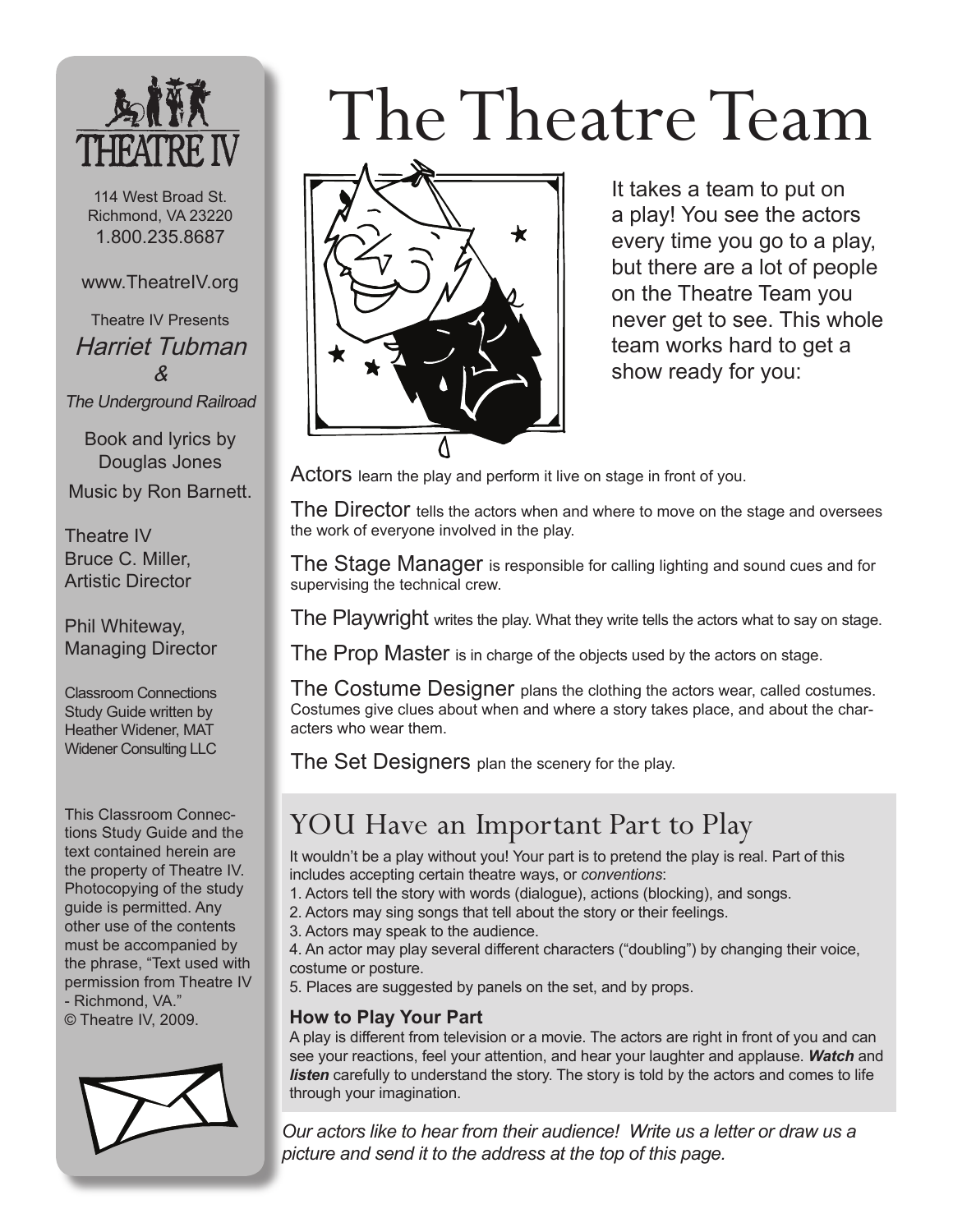# The Theatre Team

THEATRE IV

114 West Broad St.
Richmond, VA 23220
1.800.235.8687

www.TheatreIV.org

Theatre IV Presents
*Harriet Tubman & The Underground Railroad*

Book and lyrics by Douglas Jones
Music by Ron Barnett.

Theatre IV
Bruce C. Miller,
Artistic Director

Phil Whiteway,
Managing Director

Classroom Connections Study Guide written by Heather Widener, MAT
Widener Consulting LLC

This Classroom Connections Study Guide and the text contained herein are the property of Theatre IV. Photocopying of the study guide is permitted. Any other use of the contents must be accompanied by the phrase, "Text used with permission from Theatre IV - Richmond, VA."
© Theatre IV, 2009.

It takes a team to put on a play! You see the actors every time you go to a play, but there are a lot of people on the Theatre Team you never get to see. This whole team works hard to get a show ready for you:

Actors learn the play and perform it live on stage in front of you.

The Director tells the actors when and where to move on the stage and oversees the work of everyone involved in the play.

The Stage Manager is responsible for calling lighting and sound cues and for supervising the technical crew.

The Playwright writes the play. What they write tells the actors what to say on stage.

The Prop Master is in charge of the objects used by the actors on stage.

The Costume Designer plans the clothing the actors wear, called costumes. Costumes give clues about when and where a story takes place, and about the characters who wear them.

The Set Designers plan the scenery for the play.

## YOU Have an Important Part to Play

It wouldn't be a play without you! Your part is to pretend the play is real. Part of this includes accepting certain theatre ways, or *conventions*:

1. Actors tell the story with words (dialogue), actions (blocking), and songs.
2. Actors may sing songs that tell about the story or their feelings.
3. Actors may speak to the audience.
4. An actor may play several different characters ("doubling") by changing their voice, costume or posture.
5. Places are suggested by panels on the set, and by props.

### How to Play Your Part

A play is different from television or a movie. The actors are right in front of you and can see your reactions, feel your attention, and hear your laughter and applause. ***Watch*** and ***listen*** carefully to understand the story. The story is told by the actors and comes to life through your imagination.

*Our actors like to hear from their audience! Write us a letter or draw us a picture and send it to the address at the top of this page.*